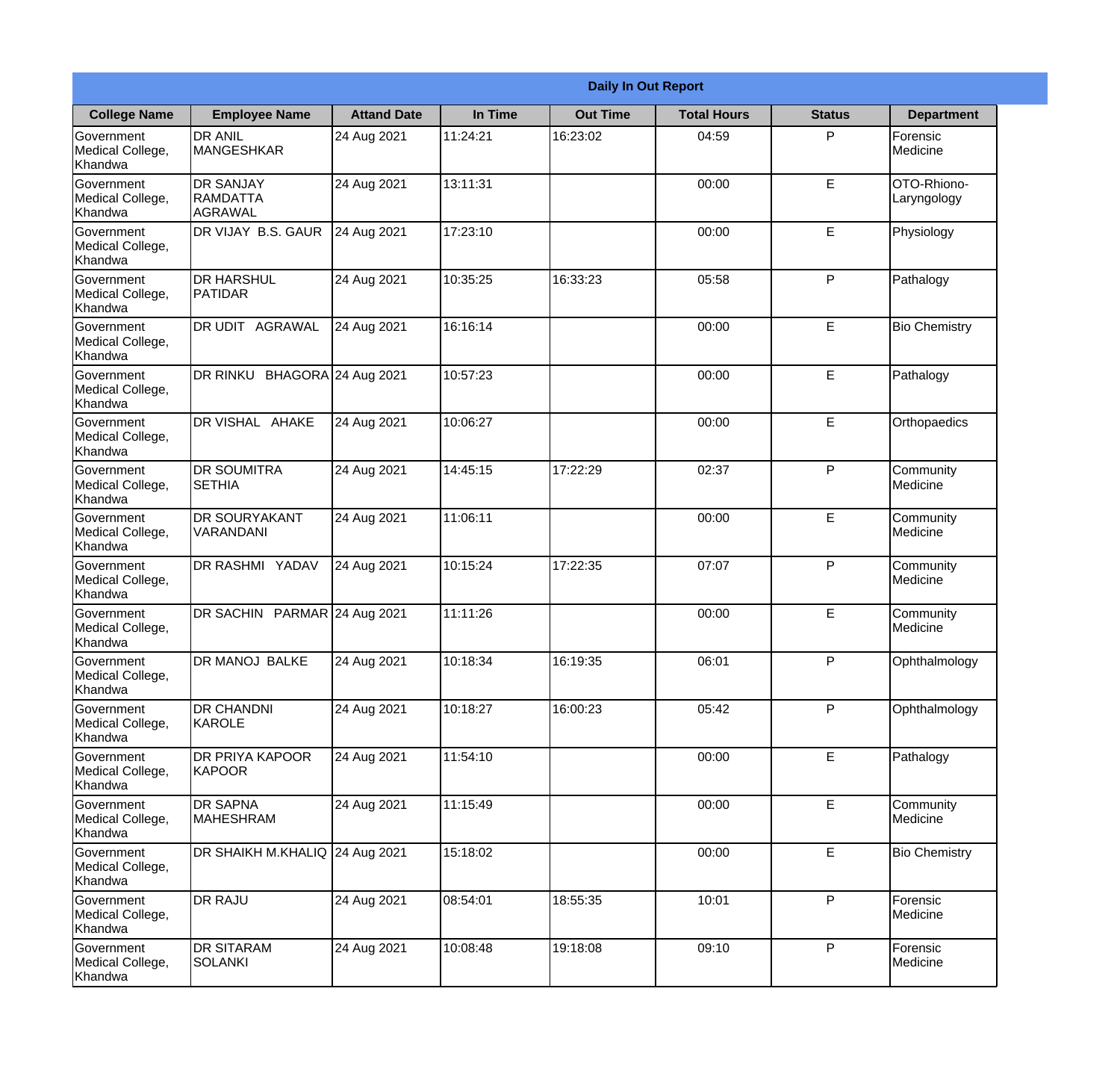| Daily In Out Report | | | | | | | |
|---|---|---|---|---|---|---|---|
| **College Name** | **Employee Name** | **Attand Date** | **In Time** | **Out Time** | **Total Hours** | **Status** | **Department** |
| Government Medical College, Khandwa | DR ANIL MANGESHKAR | 24 Aug 2021 | 11:24:21 | 16:23:02 | 04:59 | P | Forensic Medicine |
| Government Medical College, Khandwa | DR SANJAY RAMDATTA AGRAWAL | 24 Aug 2021 | 13:11:31 | | 00:00 | E | OTO-Rhiono-Laryngology |
| Government Medical College, Khandwa | DR VIJAY B.S. GAUR | 24 Aug 2021 | 17:23:10 | | 00:00 | E | Physiology |
| Government Medical College, Khandwa | DR HARSHUL PATIDAR | 24 Aug 2021 | 10:35:25 | 16:33:23 | 05:58 | P | Pathalogy |
| Government Medical College, Khandwa | DR UDIT AGRAWAL | 24 Aug 2021 | 16:16:14 | | 00:00 | E | Bio Chemistry |
| Government Medical College, Khandwa | DR RINKU BHAGORA | 24 Aug 2021 | 10:57:23 | | 00:00 | E | Pathalogy |
| Government Medical College, Khandwa | DR VISHAL AHAKE | 24 Aug 2021 | 10:06:27 | | 00:00 | E | Orthopaedics |
| Government Medical College, Khandwa | DR SOUMITRA SETHIA | 24 Aug 2021 | 14:45:15 | 17:22:29 | 02:37 | P | Community Medicine |
| Government Medical College, Khandwa | DR SOURYAKANT VARANDANI | 24 Aug 2021 | 11:06:11 | | 00:00 | E | Community Medicine |
| Government Medical College, Khandwa | DR RASHMI YADAV | 24 Aug 2021 | 10:15:24 | 17:22:35 | 07:07 | P | Community Medicine |
| Government Medical College, Khandwa | DR SACHIN PARMAR | 24 Aug 2021 | 11:11:26 | | 00:00 | E | Community Medicine |
| Government Medical College, Khandwa | DR MANOJ BALKE | 24 Aug 2021 | 10:18:34 | 16:19:35 | 06:01 | P | Ophthalmology |
| Government Medical College, Khandwa | DR CHANDNI KAROLE | 24 Aug 2021 | 10:18:27 | 16:00:23 | 05:42 | P | Ophthalmology |
| Government Medical College, Khandwa | DR PRIYA KAPOOR KAPOOR | 24 Aug 2021 | 11:54:10 | | 00:00 | E | Pathalogy |
| Government Medical College, Khandwa | DR SAPNA MAHESHRAM | 24 Aug 2021 | 11:15:49 | | 00:00 | E | Community Medicine |
| Government Medical College, Khandwa | DR SHAIKH M.KHALIQ | 24 Aug 2021 | 15:18:02 | | 00:00 | E | Bio Chemistry |
| Government Medical College, Khandwa | DR RAJU | 24 Aug 2021 | 08:54:01 | 18:55:35 | 10:01 | P | Forensic Medicine |
| Government Medical College, Khandwa | DR SITARAM SOLANKI | 24 Aug 2021 | 10:08:48 | 19:18:08 | 09:10 | P | Forensic Medicine |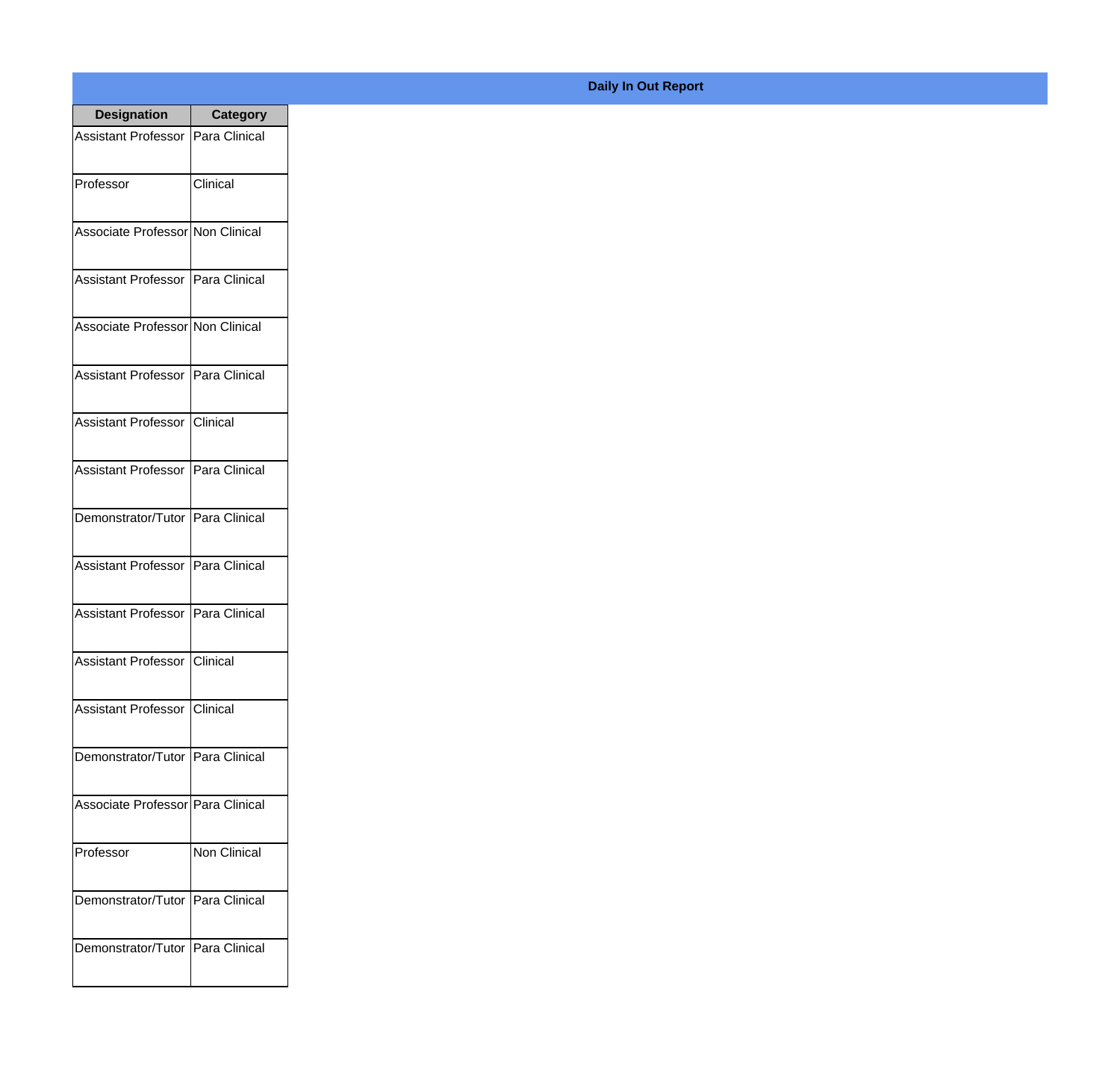**Daily In Out Report**

| Designation | Category |
|---|---|
| Assistant Professor | Para Clinical |
| Professor | Clinical |
| Associate Professor | Non Clinical |
| Assistant Professor | Para Clinical |
| Associate Professor | Non Clinical |
| Assistant Professor | Para Clinical |
| Assistant Professor | Clinical |
| Assistant Professor | Para Clinical |
| Demonstrator/Tutor | Para Clinical |
| Assistant Professor | Para Clinical |
| Assistant Professor | Para Clinical |
| Assistant Professor | Clinical |
| Assistant Professor | Clinical |
| Demonstrator/Tutor | Para Clinical |
| Associate Professor | Para Clinical |
| Professor | Non Clinical |
| Demonstrator/Tutor | Para Clinical |
| Demonstrator/Tutor | Para Clinical |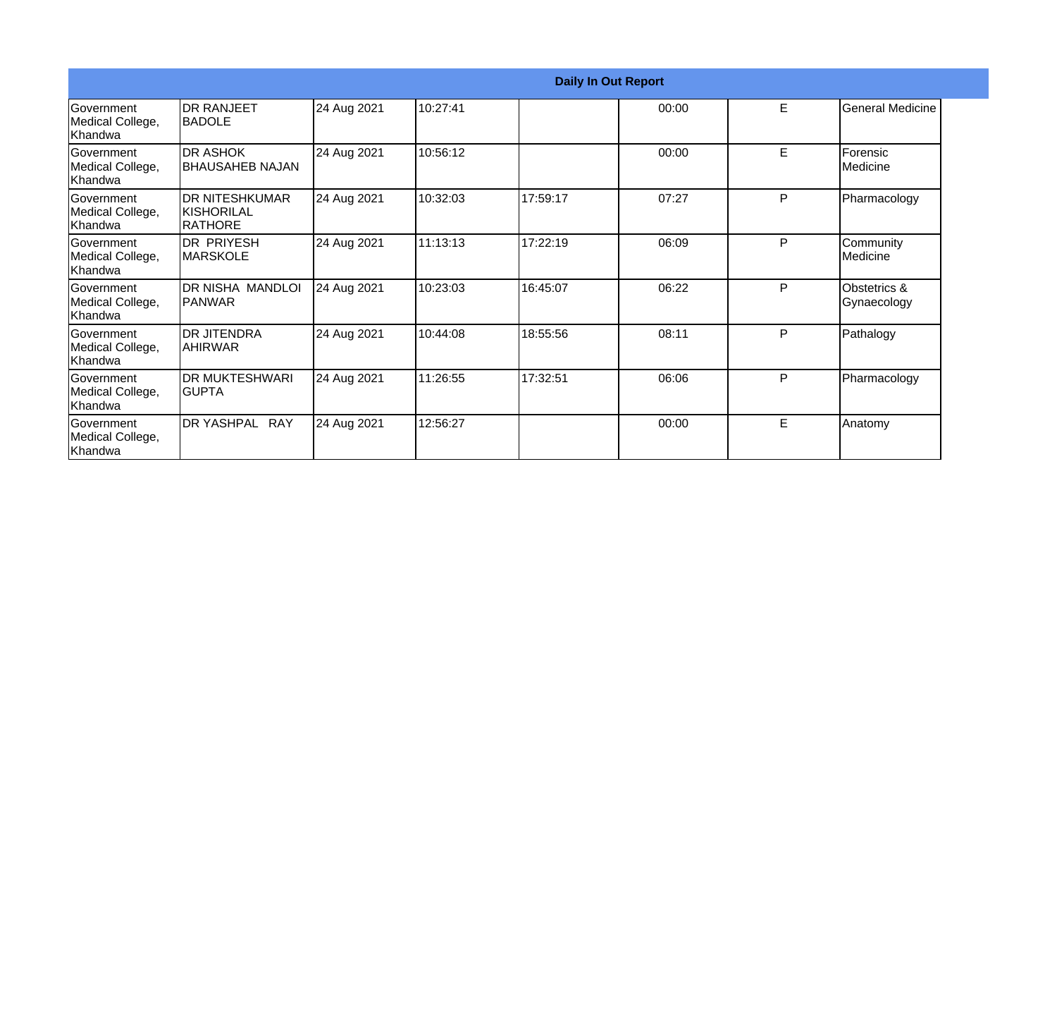**Daily In Out Report**

| | | | | | | | |
|---|---|---|---|---|---|---|---|
| Government Medical College, Khandwa | DR RANJEET BADOLE | 24 Aug 2021 | 10:27:41 | | 00:00 | E | General Medicine |
| Government Medical College, Khandwa | DR ASHOK BHAUSAHEB NAJAN | 24 Aug 2021 | 10:56:12 | | 00:00 | E | Forensic Medicine |
| Government Medical College, Khandwa | DR NITESHKUMAR KISHORILAL RATHORE | 24 Aug 2021 | 10:32:03 | 17:59:17 | 07:27 | P | Pharmacology |
| Government Medical College, Khandwa | DR PRIYESH MARSKOLE | 24 Aug 2021 | 11:13:13 | 17:22:19 | 06:09 | P | Community Medicine |
| Government Medical College, Khandwa | DR NISHA MANDLOI PANWAR | 24 Aug 2021 | 10:23:03 | 16:45:07 | 06:22 | P | Obstetrics & Gynaecology |
| Government Medical College, Khandwa | DR JITENDRA AHIRWAR | 24 Aug 2021 | 10:44:08 | 18:55:56 | 08:11 | P | Pathalogy |
| Government Medical College, Khandwa | DR MUKTESHWARI GUPTA | 24 Aug 2021 | 11:26:55 | 17:32:51 | 06:06 | P | Pharmacology |
| Government Medical College, Khandwa | DR YASHPAL RAY | 24 Aug 2021 | 12:56:27 | | 00:00 | E | Anatomy |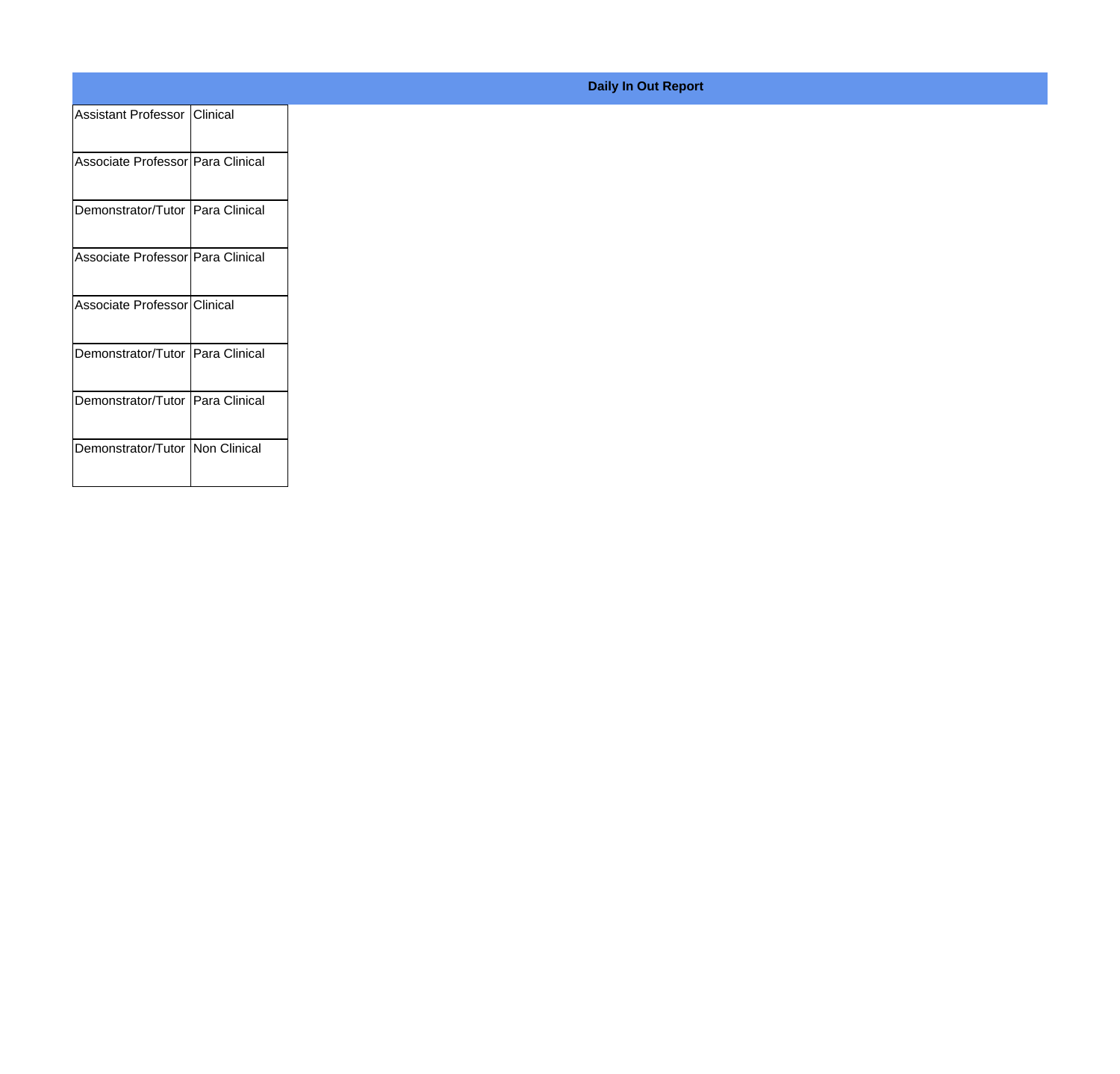**Daily In Out Report**

| | |
|---|---|
| Assistant Professor | Clinical |
| Associate Professor | Para Clinical |
| Demonstrator/Tutor | Para Clinical |
| Associate Professor | Para Clinical |
| Associate Professor | Clinical |
| Demonstrator/Tutor | Para Clinical |
| Demonstrator/Tutor | Para Clinical |
| Demonstrator/Tutor | Non Clinical |